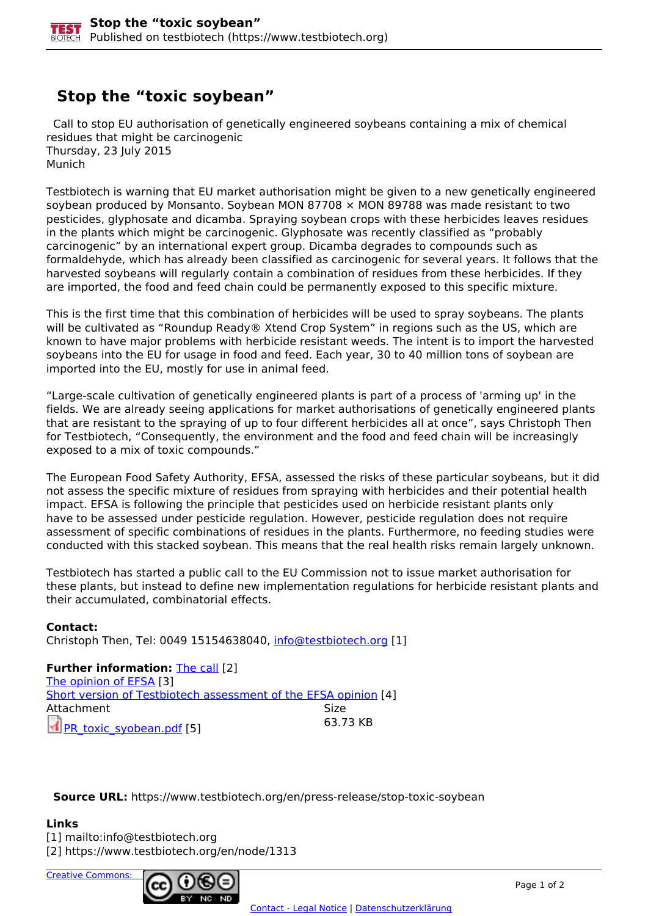# Stop the "toxic soybean"

Call to stop EU authorisation of genetically engineered soybeans containing a mix of chemical residues that might be carcinogenic
Thursday, 23 July 2015
Munich

Testbiotech is warning that EU market authorisation might be given to a new genetically engineered soybean produced by Monsanto. Soybean MON 87708 × MON 89788 was made resistant to two pesticides, glyphosate and dicamba. Spraying soybean crops with these herbicides leaves residues in the plants which might be carcinogenic. Glyphosate was recently classified as "probably carcinogenic" by an international expert group. Dicamba degrades to compounds such as formaldehyde, which has already been classified as carcinogenic for several years. It follows that the harvested soybeans will regularly contain a combination of residues from these herbicides. If they are imported, the food and feed chain could be permanently exposed to this specific mixture.

This is the first time that this combination of herbicides will be used to spray soybeans. The plants will be cultivated as "Roundup Ready® Xtend Crop System" in regions such as the US, which are known to have major problems with herbicide resistant weeds. The intent is to import the harvested soybeans into the EU for usage in food and feed. Each year, 30 to 40 million tons of soybean are imported into the EU, mostly for use in animal feed.

"Large-scale cultivation of genetically engineered plants is part of a process of 'arming up' in the fields. We are already seeing applications for market authorisations of genetically engineered plants that are resistant to the spraying of up to four different herbicides all at once", says Christoph Then for Testbiotech, "Consequently, the environment and the food and feed chain will be increasingly exposed to a mix of toxic compounds."

The European Food Safety Authority, EFSA, assessed the risks of these particular soybeans, but it did not assess the specific mixture of residues from spraying with herbicides and their potential health impact. EFSA is following the principle that pesticides used on herbicide resistant plants only have to be assessed under pesticide regulation. However, pesticide regulation does not require assessment of specific combinations of residues in the plants. Furthermore, no feeding studies were conducted with this stacked soybean. This means that the real health risks remain largely unknown.

Testbiotech has started a public call to the EU Commission not to issue market authorisation for these plants, but instead to define new implementation regulations for herbicide resistant plants and their accumulated, combinatorial effects.

**Contact:**
Christoph Then, Tel: 0049 15154638040, info@testbiotech.org [1]

**Further information:** The call [2]
The opinion of EFSA [3]
Short version of Testbiotech assessment of the EFSA opinion [4]

| Attachment | Size |
|---|---|
| PR_toxic_syobean.pdf [5] | 63.73 KB |

**Source URL:** https://www.testbiotech.org/en/press-release/stop-toxic-soybean

**Links**
[1] mailto:info@testbiotech.org
[2] https://www.testbiotech.org/en/node/1313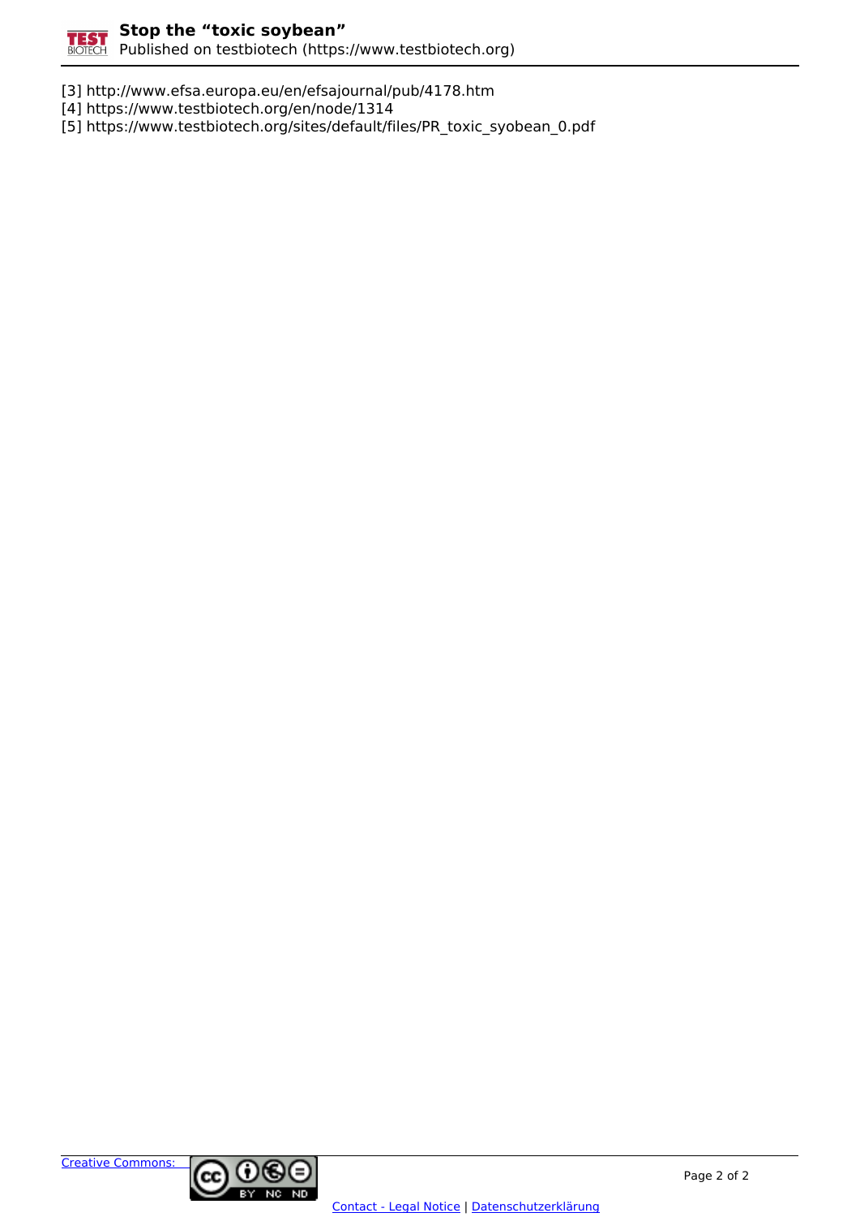[3] http://www.efsa.europa.eu/en/efsajournal/pub/4178.htm
[4] https://www.testbiotech.org/en/node/1314
[5] https://www.testbiotech.org/sites/default/files/PR_toxic_syobean_0.pdf